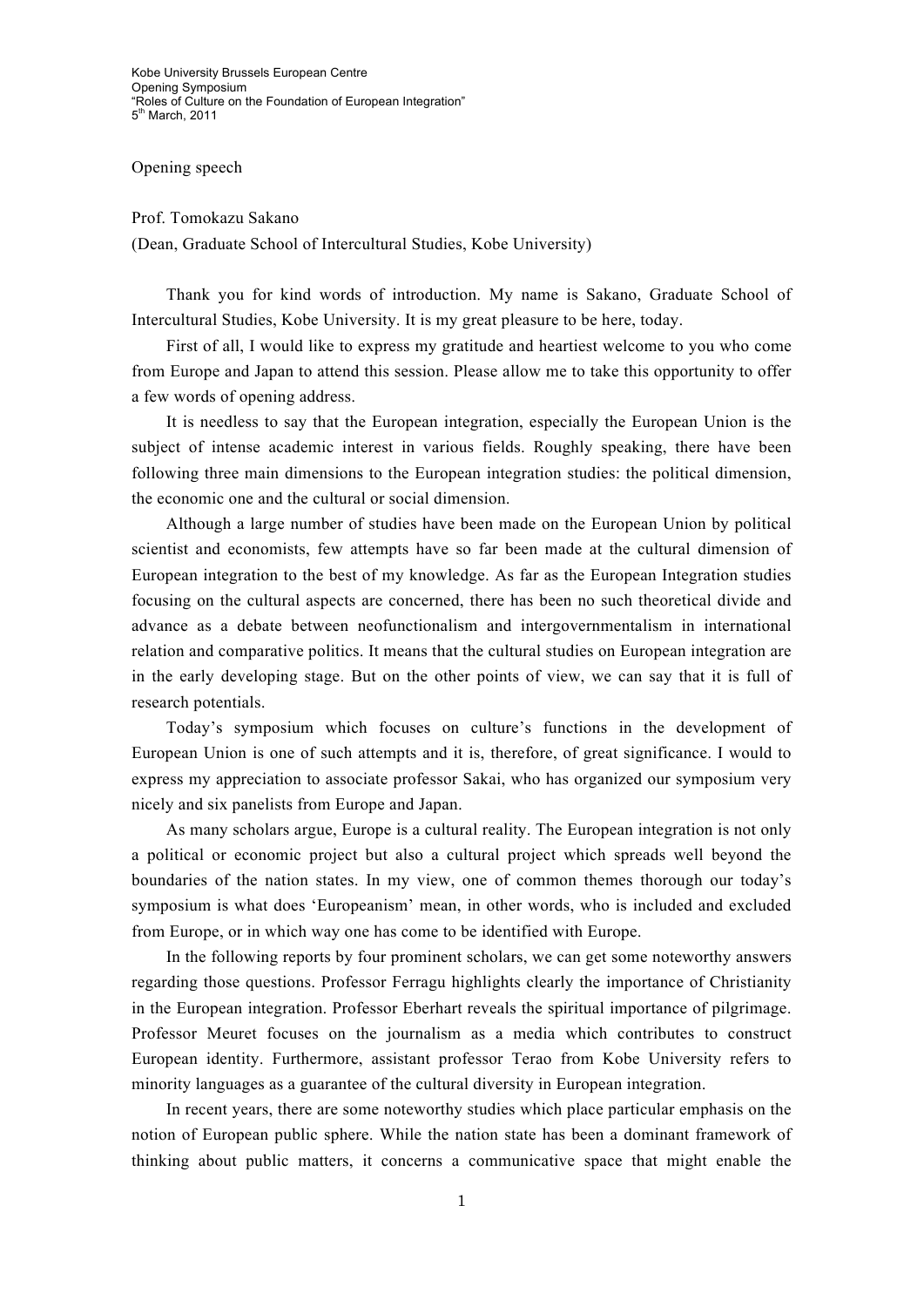Kobe University Brussels European Centre
Opening Symposium
"Roles of Culture on the Foundation of European Integration"
5th March, 2011

Opening speech

Prof. Tomokazu Sakano
(Dean, Graduate School of Intercultural Studies, Kobe University)

Thank you for kind words of introduction. My name is Sakano, Graduate School of Intercultural Studies, Kobe University. It is my great pleasure to be here, today.

First of all, I would like to express my gratitude and heartiest welcome to you who come from Europe and Japan to attend this session. Please allow me to take this opportunity to offer a few words of opening address.

It is needless to say that the European integration, especially the European Union is the subject of intense academic interest in various fields. Roughly speaking, there have been following three main dimensions to the European integration studies: the political dimension, the economic one and the cultural or social dimension.

Although a large number of studies have been made on the European Union by political scientist and economists, few attempts have so far been made at the cultural dimension of European integration to the best of my knowledge. As far as the European Integration studies focusing on the cultural aspects are concerned, there has been no such theoretical divide and advance as a debate between neofunctionalism and intergovernmentalism in international relation and comparative politics. It means that the cultural studies on European integration are in the early developing stage. But on the other points of view, we can say that it is full of research potentials.

Today's symposium which focuses on culture's functions in the development of European Union is one of such attempts and it is, therefore, of great significance. I would to express my appreciation to associate professor Sakai, who has organized our symposium very nicely and six panelists from Europe and Japan.

As many scholars argue, Europe is a cultural reality. The European integration is not only a political or economic project but also a cultural project which spreads well beyond the boundaries of the nation states. In my view, one of common themes thorough our today's symposium is what does 'Europeanism' mean, in other words, who is included and excluded from Europe, or in which way one has come to be identified with Europe.

In the following reports by four prominent scholars, we can get some noteworthy answers regarding those questions. Professor Ferragu highlights clearly the importance of Christianity in the European integration. Professor Eberhart reveals the spiritual importance of pilgrimage. Professor Meuret focuses on the journalism as a media which contributes to construct European identity. Furthermore, assistant professor Terao from Kobe University refers to minority languages as a guarantee of the cultural diversity in European integration.

In recent years, there are some noteworthy studies which place particular emphasis on the notion of European public sphere. While the nation state has been a dominant framework of thinking about public matters, it concerns a communicative space that might enable the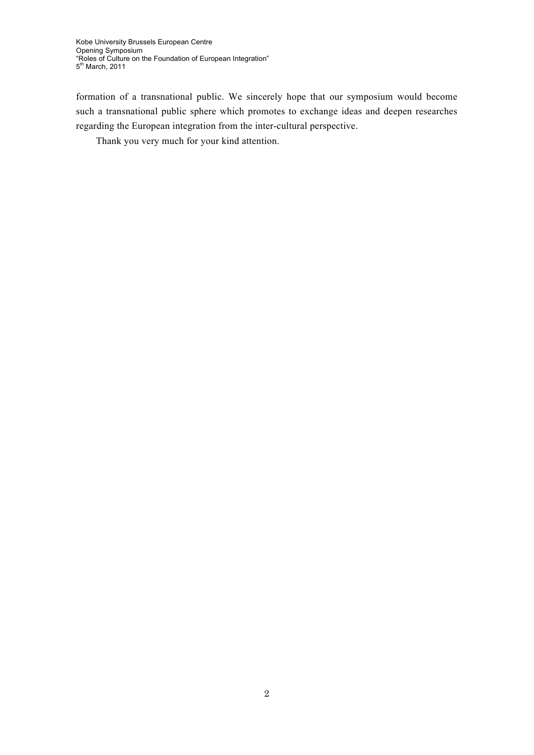formation of a transnational public. We sincerely hope that our symposium would become such a transnational public sphere which promotes to exchange ideas and deepen researches regarding the European integration from the inter-cultural perspective.

Thank you very much for your kind attention.